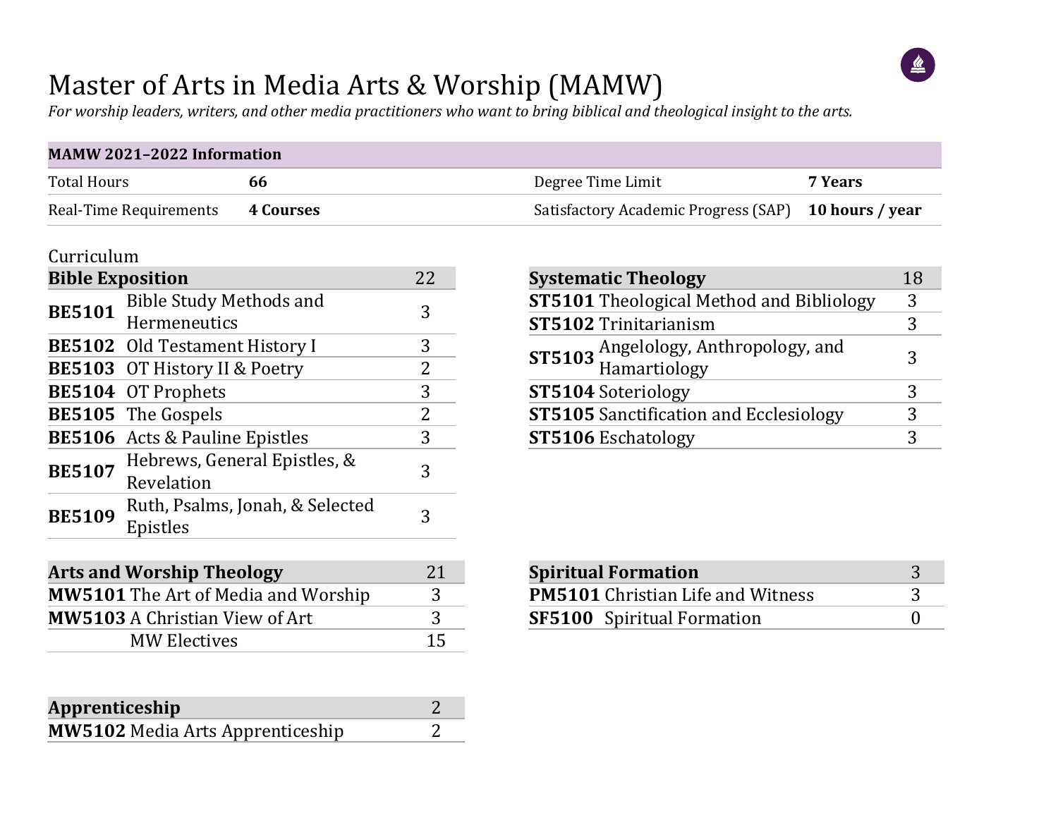# Master of Arts in Media Arts & Worship (MAMW)

*For worship leaders, writers, and other media practitioners who want to bring biblical and theological insight to the arts.*

| MAMW 2021–2022 Information | | | |
|---|---|---|---|
| Total Hours | **66** | Degree Time Limit | **7 Years** |
| Real-Time Requirements | **4 Courses** | Satisfactory Academic Progress (SAP) | **10 hours / year** |

## Curriculum

| **Bible Exposition** | | 22 |
|---|---|---|
| **BE5101** | Bible Study Methods and Hermeneutics | 3 |
| **BE5102** | Old Testament History I | 3 |
| **BE5103** | OT History II & Poetry | 2 |
| **BE5104** | OT Prophets | 3 |
| **BE5105** | The Gospels | 2 |
| **BE5106** | Acts & Pauline Epistles | 3 |
| **BE5107** | Hebrews, General Epistles, & Revelation | 3 |
| **BE5109** | Ruth, Psalms, Jonah, & Selected Epistles | 3 |

| **Systematic Theology** | | 18 |
|---|---|---|
| **ST5101** | Theological Method and Bibliology | 3 |
| **ST5102** | Trinitarianism | 3 |
| **ST5103** | Angelology, Anthropology, and Hamartiology | 3 |
| **ST5104** | Soteriology | 3 |
| **ST5105** | Sanctification and Ecclesiology | 3 |
| **ST5106** | Eschatology | 3 |

| **Arts and Worship Theology** | | 21 |
|---|---|---|
| **MW5101** | The Art of Media and Worship | 3 |
| **MW5103** | A Christian View of Art | 3 |
| | MW Electives | 15 |

| **Spiritual Formation** | | 3 |
|---|---|---|
| **PM5101** | Christian Life and Witness | 3 |
| **SF5100** | Spiritual Formation | 0 |

| **Apprenticeship** | | 2 |
|---|---|---|
| **MW5102** | Media Arts Apprenticeship | 2 |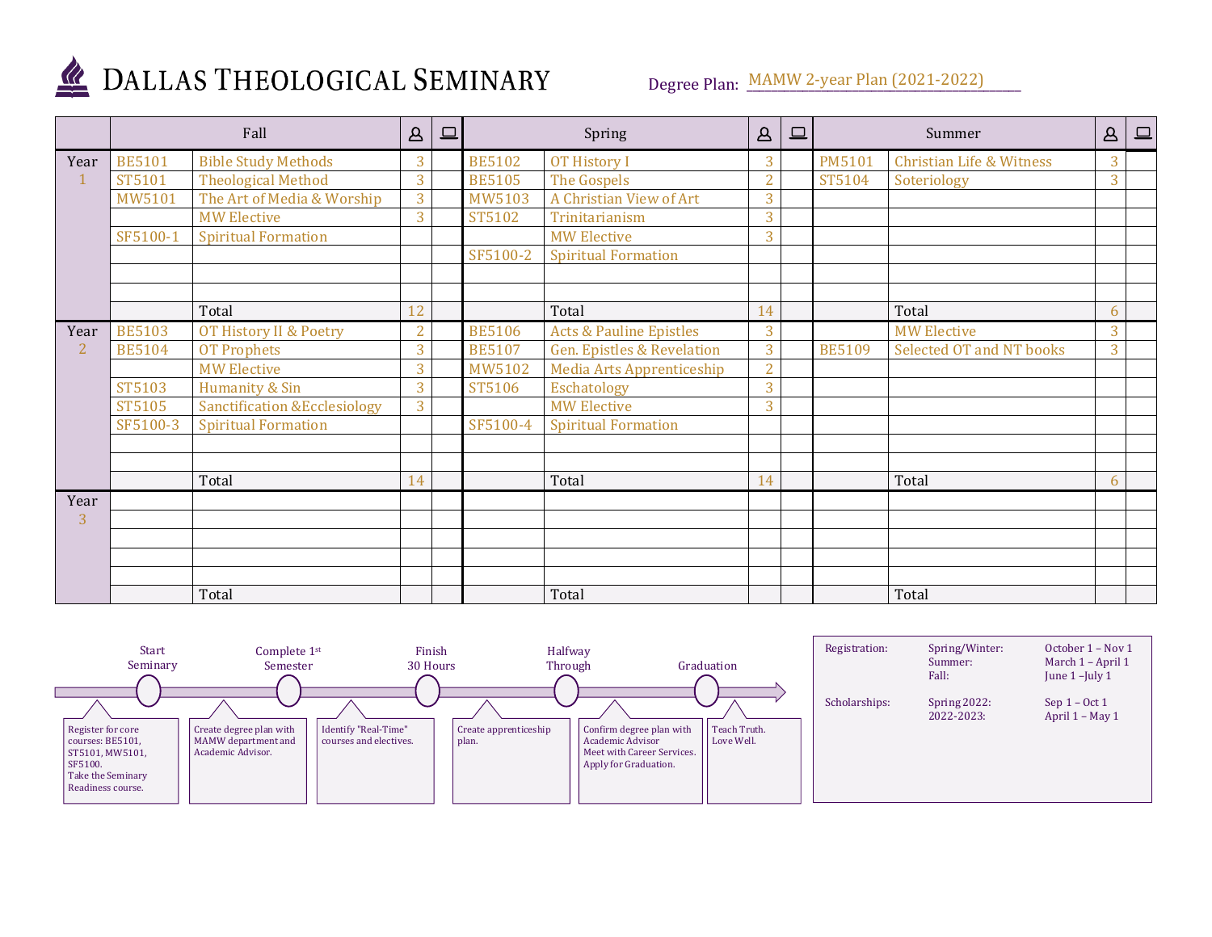# DALLAS THEOLOGICAL SEMINARY

Degree Plan: MAMW 2-year Plan (2021-2022)

| | Fall | | In-person | Online | Spring | | In-person | Online | Summer | | In-person | Online |
|---|---|---|---|---|---|---|---|---|---|---|---|---|
| Year 1 | BE5101 | Bible Study Methods | 3 | | BE5102 | OT History I | 3 | | PM5101 | Christian Life & Witness | 3 | |
| | ST5101 | Theological Method | 3 | | BE5105 | The Gospels | 2 | | ST5104 | Soteriology | 3 | |
| | MW5101 | The Art of Media & Worship | 3 | | MW5103 | A Christian View of Art | 3 | | | | | |
| | | MW Elective | 3 | | ST5102 | Trinitarianism | 3 | | | | | |
| | SF5100-1 | Spiritual Formation | | | | MW Elective | 3 | | | | | |
| | | | | | SF5100-2 | Spiritual Formation | | | | | | |
| | | Total | 12 | | | Total | 14 | | | Total | 6 | |
| Year 2 | BE5103 | OT History II & Poetry | 2 | | BE5106 | Acts & Pauline Epistles | 3 | | | MW Elective | 3 | |
| | BE5104 | OT Prophets | 3 | | BE5107 | Gen. Epistles & Revelation | 3 | | BE5109 | Selected OT and NT books | 3 | |
| | | MW Elective | 3 | | MW5102 | Media Arts Apprenticeship | 2 | | | | | |
| | ST5103 | Humanity & Sin | 3 | | ST5106 | Eschatology | 3 | | | | | |
| | ST5105 | Sanctification &Ecclesiology | 3 | | | MW Elective | 3 | | | | | |
| | SF5100-3 | Spiritual Formation | | | SF5100-4 | Spiritual Formation | | | | | | |
| | | Total | 14 | | | Total | 14 | | | Total | 6 | |
| Year 3 | | | | | | | | | | | | |
| | | Total | | | | Total | | | | Total | | |

**Start Seminary:** Register for core courses: BE5101, ST5101, MW5101, SF5100. Take the Seminary Readiness course.

**Complete 1st Semester:** Create degree plan with MAMW department and Academic Advisor.

**Finish 30 Hours:** Identify "Real-Time" courses and electives.

**Halfway Through:** Create apprenticeship plan.

Confirm degree plan with Academic Advisor. Meet with Career Services. Apply for Graduation.

**Graduation:** Teach Truth. Love Well.

| | | |
|---|---|---|
| Registration: | Spring/Winter: | October 1 – Nov 1 |
| | Summer: | March 1 – April 1 |
| | Fall: | June 1 –July 1 |
| Scholarships: | Spring 2022: | Sep 1 – Oct 1 |
| | 2022-2023: | April 1 – May 1 |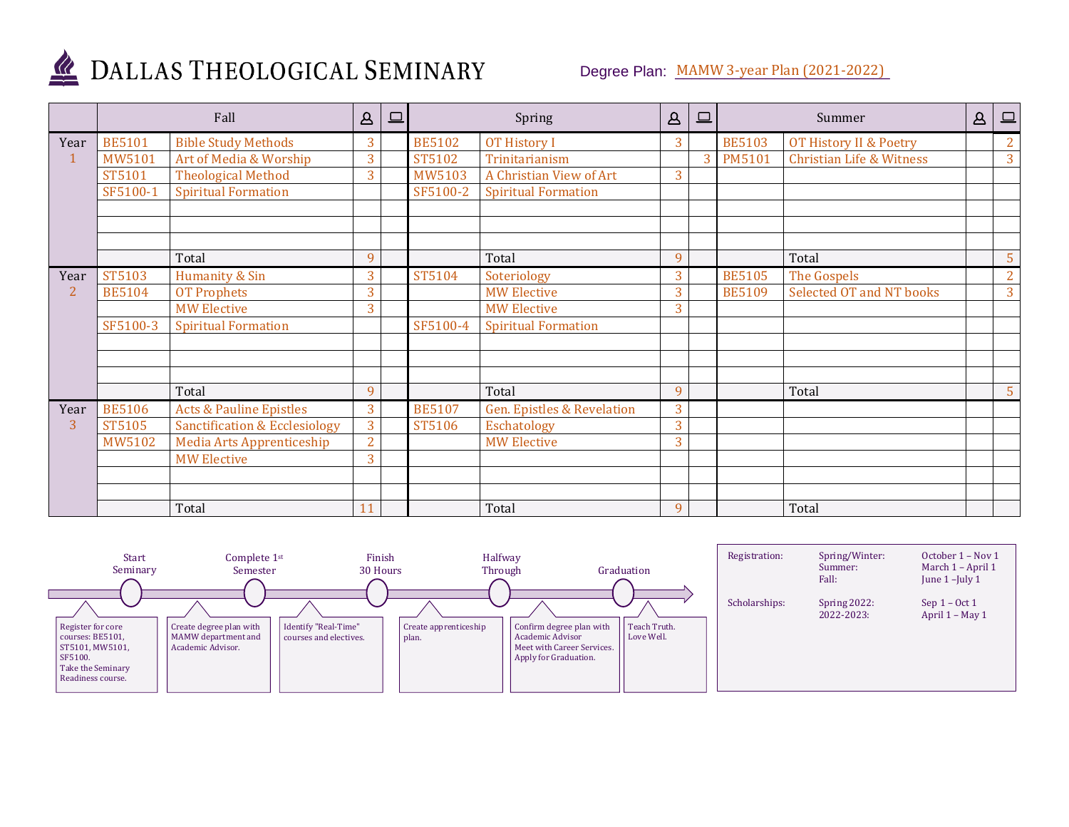# DALLAS THEOLOGICAL SEMINARY

Degree Plan: MAMW 3-year Plan (2021-2022)

| | Fall | | In-person | Online | Spring | | In-person | Online | Summer | | In-person | Online |
|---|---|---|---|---|---|---|---|---|---|---|---|---|
| Year 1 | BE5101 | Bible Study Methods | 3 | | BE5102 | OT History I | 3 | | BE5103 | OT History II & Poetry | | 2 |
| | MW5101 | Art of Media & Worship | 3 | | ST5102 | Trinitarianism | | 3 | PM5101 | Christian Life & Witness | | 3 |
| | ST5101 | Theological Method | 3 | | MW5103 | A Christian View of Art | 3 | | | | | |
| | SF5100-1 | Spiritual Formation | | | SF5100-2 | Spiritual Formation | | | | | | |
| | | Total | 9 | | | Total | 9 | | | Total | | 5 |
| Year 2 | ST5103 | Humanity & Sin | 3 | | ST5104 | Soteriology | 3 | | BE5105 | The Gospels | | 2 |
| | BE5104 | OT Prophets | 3 | | | MW Elective | 3 | | BE5109 | Selected OT and NT books | | 3 |
| | | MW Elective | 3 | | | MW Elective | 3 | | | | | |
| | SF5100-3 | Spiritual Formation | | | SF5100-4 | Spiritual Formation | | | | | | |
| | | Total | 9 | | | Total | 9 | | | Total | | 5 |
| Year 3 | BE5106 | Acts & Pauline Epistles | 3 | | BE5107 | Gen. Epistles & Revelation | 3 | | | | | |
| | ST5105 | Sanctification & Ecclesiology | 3 | | ST5106 | Eschatology | 3 | | | | | |
| | MW5102 | Media Arts Apprenticeship | 2 | | | MW Elective | 3 | | | | | |
| | | MW Elective | 3 | | | | | | | | | |
| | | Total | 11 | | | Total | 9 | | | Total | | |

**Start Seminary:** Register for core courses: BE5101, ST5101, MW5101, SF5100. Take the Seminary Readiness course.

**Complete 1st Semester:** Create degree plan with MAMW department and Academic Advisor.

**Finish 30 Hours:** Identify "Real-Time" courses and electives.

**Halfway Through:** Create apprenticeship plan.

**Graduation:** Confirm degree plan with Academic Advisor. Meet with Career Services. Apply for Graduation.

Teach Truth. Love Well.

| | | |
|---|---|---|
| Registration: | Spring/Winter: | October 1 – Nov 1 |
| | Summer: | March 1 – April 1 |
| | Fall: | June 1 –July 1 |
| Scholarships: | Spring 2022: | Sep 1 – Oct 1 |
| | 2022-2023: | April 1 – May 1 |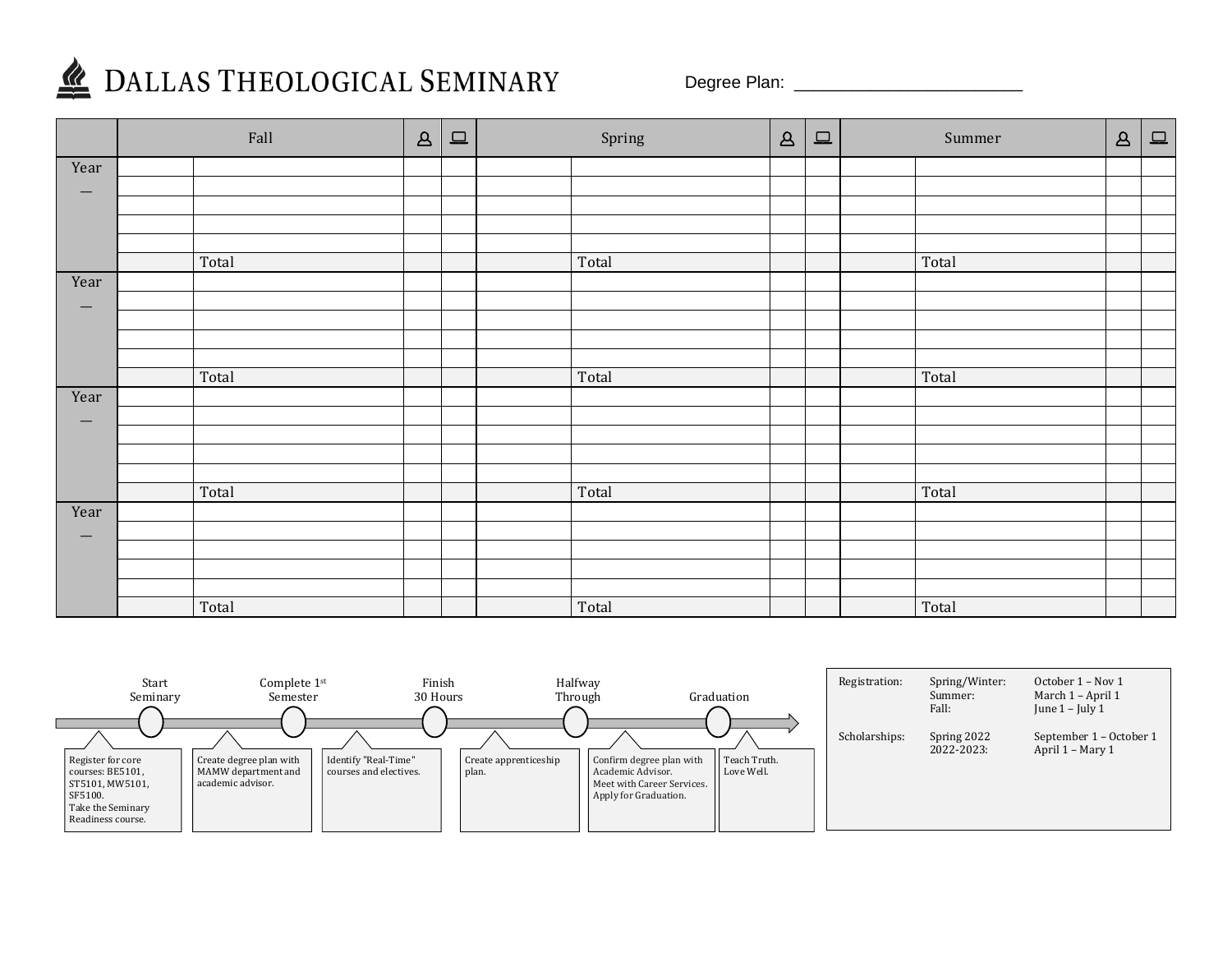# DALLAS THEOLOGICAL SEMINARY

Degree Plan: ________________________

| | Fall | | In-person | Online | Spring | | In-person | Online | Summer | | In-person | Online |
|---|---|---|---|---|---|---|---|---|---|---|---|---|
| Year __ | | | | | | | | | | | | |
| | | | | | | | | | | | | |
| | | | | | | | | | | | | |
| | | | | | | | | | | | | |
| | | | | | | | | | | | | |
| | | Total | | | | Total | | | | Total | | |
| Year __ | | | | | | | | | | | | |
| | | | | | | | | | | | | |
| | | | | | | | | | | | | |
| | | | | | | | | | | | | |
| | | | | | | | | | | | | |
| | | Total | | | | Total | | | | Total | | |
| Year __ | | | | | | | | | | | | |
| | | | | | | | | | | | | |
| | | | | | | | | | | | | |
| | | | | | | | | | | | | |
| | | | | | | | | | | | | |
| | | Total | | | | Total | | | | Total | | |
| Year __ | | | | | | | | | | | | |
| | | | | | | | | | | | | |
| | | | | | | | | | | | | |
| | | | | | | | | | | | | |
| | | | | | | | | | | | | |
| | | Total | | | | Total | | | | Total | | |

Start Seminary

Register for core courses: BE5101, ST5101, MW5101, SF5100.
Take the Seminary Readiness course.

Complete 1st Semester

Create degree plan with MAMW department and academic advisor.

Identify "Real-Time" courses and electives.

Finish 30 Hours

Create apprenticeship plan.

Halfway Through

Confirm degree plan with Academic Advisor.
Meet with Career Services.
Apply for Graduation.

Graduation

Teach Truth.
Love Well.

| | | |
|---|---|---|
| Registration: | Spring/Winter: | October 1 – Nov 1 |
| | Summer: | March 1 – April 1 |
| | Fall: | June 1 – July 1 |
| Scholarships: | Spring 2022 | September 1 – October 1 |
| | 2022-2023: | April 1 – Mary 1 |